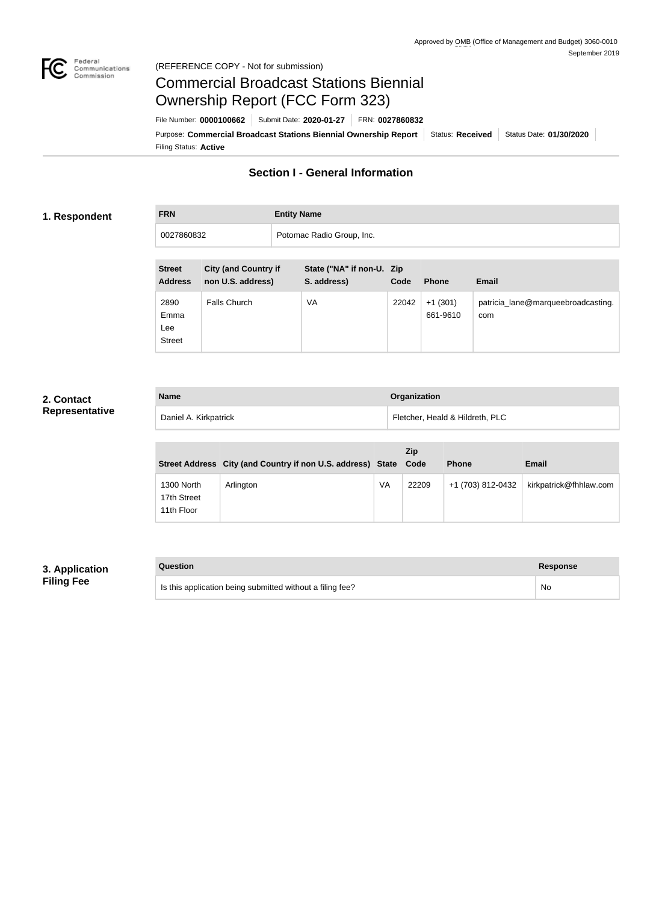Approved by OMB (Office of Management and Budget) 3060-0010
September 2019

(REFERENCE COPY - Not for submission)

# Commercial Broadcast Stations Biennial Ownership Report (FCC Form 323)

File Number: **0000100662** | Submit Date: **2020-01-27** | FRN: **0027860832**

Purpose: **Commercial Broadcast Stations Biennial Ownership Report** | Status: **Received** | Status Date: **01/30/2020**

Filing Status: **Active**

## Section I - General Information

### 1. Respondent

| FRN | Entity Name |
| --- | --- |
| 0027860832 | Potomac Radio Group, Inc. |

| Street Address | City (and Country if non U.S. address) | State ("NA" if non-U. S. address) | Zip Code | Phone | Email |
| --- | --- | --- | --- | --- | --- |
| 2890 Emma Lee Street | Falls Church | VA | 22042 | +1 (301) 661-9610 | patricia_lane@marqueebroadcasting.com |

### 2. Contact Representative

| Name | Organization |
| --- | --- |
| Daniel A. Kirkpatrick | Fletcher, Heald & Hildreth, PLC |

| Street Address | City (and Country if non U.S. address) | State | Zip Code | Phone | Email |
| --- | --- | --- | --- | --- | --- |
| 1300 North 17th Street 11th Floor | Arlington | VA | 22209 | +1 (703) 812-0432 | kirkpatrick@fhhlaw.com |

### 3. Application Filing Fee

| Question | Response |
| --- | --- |
| Is this application being submitted without a filing fee? | No |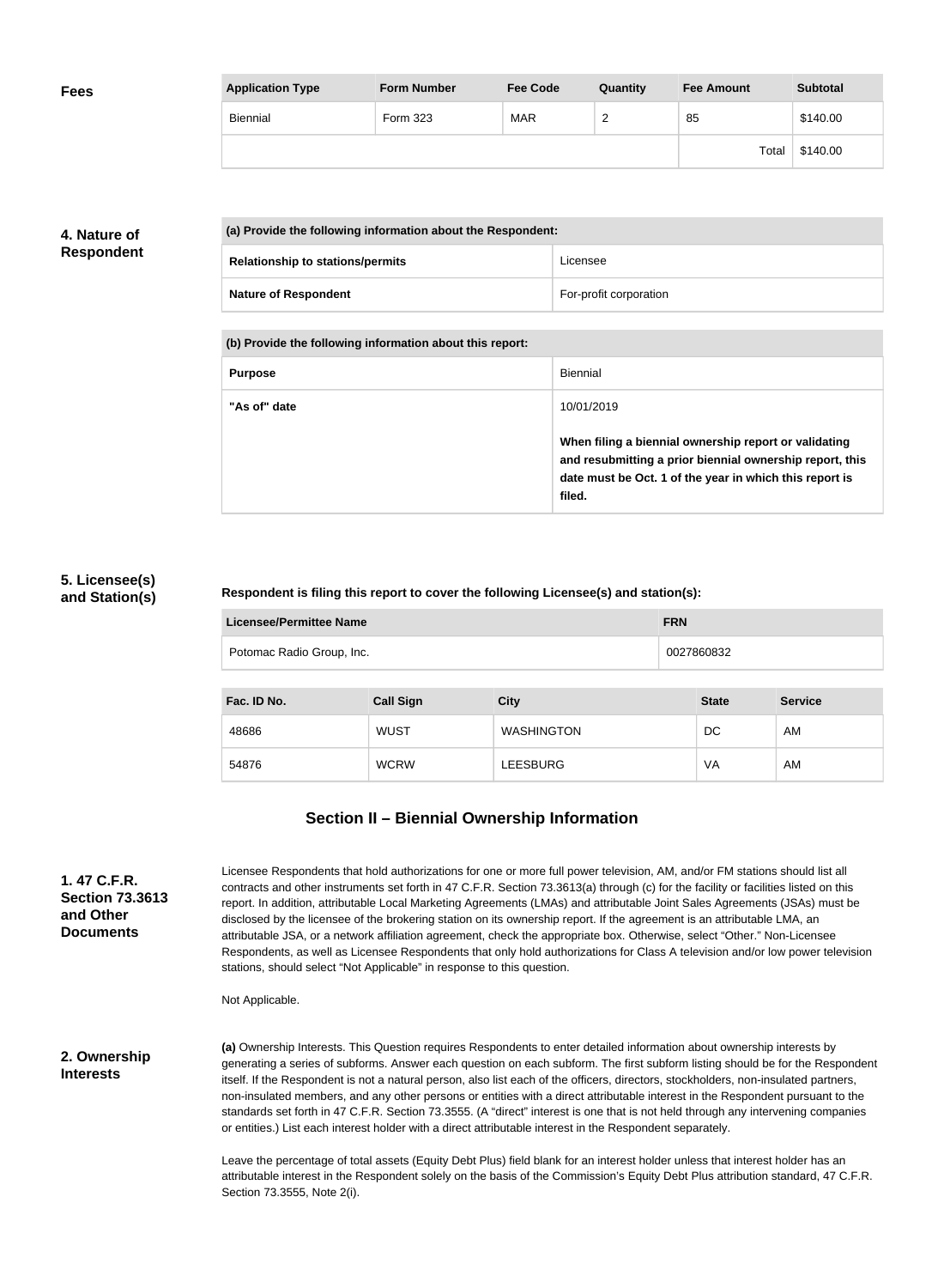**Fees**

| Application Type | Form Number | Fee Code | Quantity | Fee Amount | Subtotal |
|---|---|---|---|---|---|
| Biennial | Form 323 | MAR | 2 | 85 | $140.00 |
| | | | | Total | $140.00 |

**4. Nature of Respondent**

| (a) Provide the following information about the Respondent: | |
|---|---|
| Relationship to stations/permits | Licensee |
| Nature of Respondent | For-profit corporation |

| (b) Provide the following information about this report: | |
|---|---|
| Purpose | Biennial |
| "As of" date | 10/01/2019<br><br>**When filing a biennial ownership report or validating and resubmitting a prior biennial ownership report, this date must be Oct. 1 of the year in which this report is filed.** |

**5. Licensee(s) and Station(s)**

**Respondent is filing this report to cover the following Licensee(s) and station(s):**

| Licensee/Permittee Name | FRN |
|---|---|
| Potomac Radio Group, Inc. | 0027860832 |

| Fac. ID No. | Call Sign | City | State | Service |
|---|---|---|---|---|
| 48686 | WUST | WASHINGTON | DC | AM |
| 54876 | WCRW | LEESBURG | VA | AM |

## Section II – Biennial Ownership Information

**1. 47 C.F.R. Section 73.3613 and Other Documents**

Licensee Respondents that hold authorizations for one or more full power television, AM, and/or FM stations should list all contracts and other instruments set forth in 47 C.F.R. Section 73.3613(a) through (c) for the facility or facilities listed on this report. In addition, attributable Local Marketing Agreements (LMAs) and attributable Joint Sales Agreements (JSAs) must be disclosed by the licensee of the brokering station on its ownership report. If the agreement is an attributable LMA, an attributable JSA, or a network affiliation agreement, check the appropriate box. Otherwise, select "Other." Non-Licensee Respondents, as well as Licensee Respondents that only hold authorizations for Class A television and/or low power television stations, should select "Not Applicable" in response to this question.

Not Applicable.

**2. Ownership Interests**

**(a)** Ownership Interests. This Question requires Respondents to enter detailed information about ownership interests by generating a series of subforms. Answer each question on each subform. The first subform listing should be for the Respondent itself. If the Respondent is not a natural person, also list each of the officers, directors, stockholders, non-insulated partners, non-insulated members, and any other persons or entities with a direct attributable interest in the Respondent pursuant to the standards set forth in 47 C.F.R. Section 73.3555. (A "direct" interest is one that is not held through any intervening companies or entities.) List each interest holder with a direct attributable interest in the Respondent separately.

Leave the percentage of total assets (Equity Debt Plus) field blank for an interest holder unless that interest holder has an attributable interest in the Respondent solely on the basis of the Commission's Equity Debt Plus attribution standard, 47 C.F.R. Section 73.3555, Note 2(i).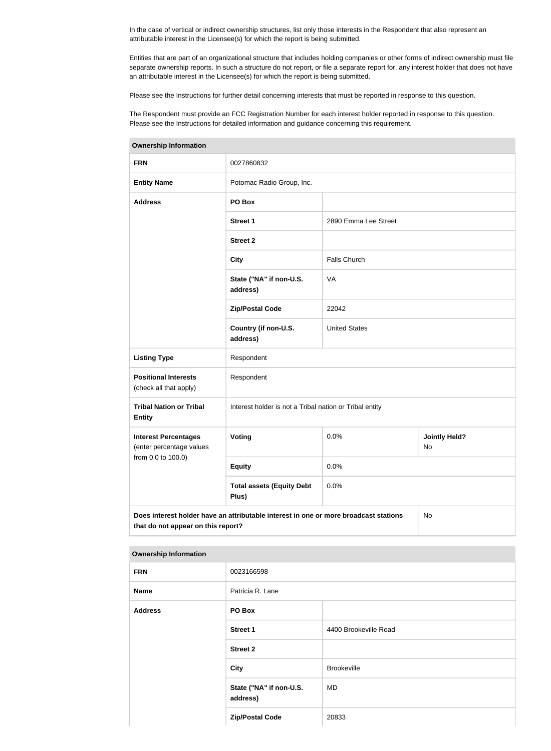In the case of vertical or indirect ownership structures, list only those interests in the Respondent that also represent an attributable interest in the Licensee(s) for which the report is being submitted.

Entities that are part of an organizational structure that includes holding companies or other forms of indirect ownership must file separate ownership reports. In such a structure do not report, or file a separate report for, any interest holder that does not have an attributable interest in the Licensee(s) for which the report is being submitted.

Please see the Instructions for further detail concerning interests that must be reported in response to this question.

The Respondent must provide an FCC Registration Number for each interest holder reported in response to this question. Please see the Instructions for detailed information and guidance concerning this requirement.

| Ownership Information | | | |
|---|---|---|---|
| **FRN** | 0027860832 | | |
| **Entity Name** | Potomac Radio Group, Inc. | | |
| **Address** | **PO Box** | | |
| | **Street 1** | 2890 Emma Lee Street | |
| | **Street 2** | | |
| | **City** | Falls Church | |
| | **State ("NA" if non-U.S. address)** | VA | |
| | **Zip/Postal Code** | 22042 | |
| | **Country (if non-U.S. address)** | United States | |
| **Listing Type** | Respondent | | |
| **Positional Interests** (check all that apply) | Respondent | | |
| **Tribal Nation or Tribal Entity** | Interest holder is not a Tribal nation or Tribal entity | | |
| **Interest Percentages** (enter percentage values from 0.0 to 100.0) | **Voting** | 0.0% | **Jointly Held?** No |
| | **Equity** | 0.0% | |
| | **Total assets (Equity Debt Plus)** | 0.0% | |
| **Does interest holder have an attributable interest in one or more broadcast stations that do not appear on this report?** | | | No |

| Ownership Information | | |
|---|---|---|
| **FRN** | 0023166598 | |
| **Name** | Patricia R. Lane | |
| **Address** | **PO Box** | |
| | **Street 1** | 4400 Brookeville Road |
| | **Street 2** | |
| | **City** | Brookeville |
| | **State ("NA" if non-U.S. address)** | MD |
| | **Zip/Postal Code** | 20833 |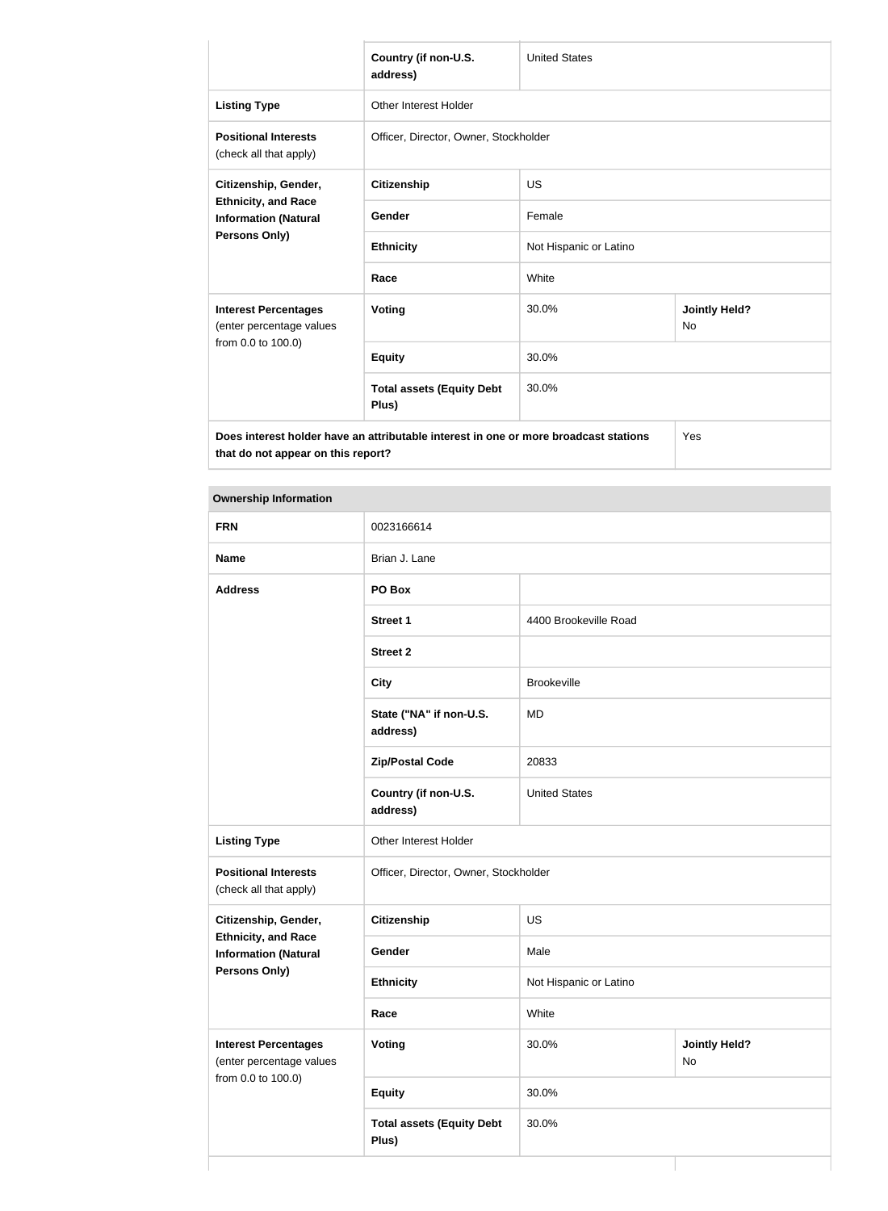| | | | |
|---|---|---|---|
| | Country (if non-U.S. address) | United States | |
| **Listing Type** | Other Interest Holder | | |
| **Positional Interests** (check all that apply) | Officer, Director, Owner, Stockholder | | |
| **Citizenship, Gender, Ethnicity, and Race Information (Natural Persons Only)** | **Citizenship** | US | |
| | **Gender** | Female | |
| | **Ethnicity** | Not Hispanic or Latino | |
| | **Race** | White | |
| **Interest Percentages** (enter percentage values from 0.0 to 100.0) | **Voting** | 30.0% | **Jointly Held?** No |
| | **Equity** | 30.0% | |
| | **Total assets (Equity Debt Plus)** | 30.0% | |
| **Does interest holder have an attributable interest in one or more broadcast stations that do not appear on this report?** | | | Yes |

| **Ownership Information** | | | |
|---|---|---|---|
| **FRN** | 0023166614 | | |
| **Name** | Brian J. Lane | | |
| **Address** | **PO Box** | | |
| | **Street 1** | 4400 Brookeville Road | |
| | **Street 2** | | |
| | **City** | Brookeville | |
| | **State ("NA" if non-U.S. address)** | MD | |
| | **Zip/Postal Code** | 20833 | |
| | **Country (if non-U.S. address)** | United States | |
| **Listing Type** | Other Interest Holder | | |
| **Positional Interests** (check all that apply) | Officer, Director, Owner, Stockholder | | |
| **Citizenship, Gender, Ethnicity, and Race Information (Natural Persons Only)** | **Citizenship** | US | |
| | **Gender** | Male | |
| | **Ethnicity** | Not Hispanic or Latino | |
| | **Race** | White | |
| **Interest Percentages** (enter percentage values from 0.0 to 100.0) | **Voting** | 30.0% | **Jointly Held?** No |
| | **Equity** | 30.0% | |
| | **Total assets (Equity Debt Plus)** | 30.0% | |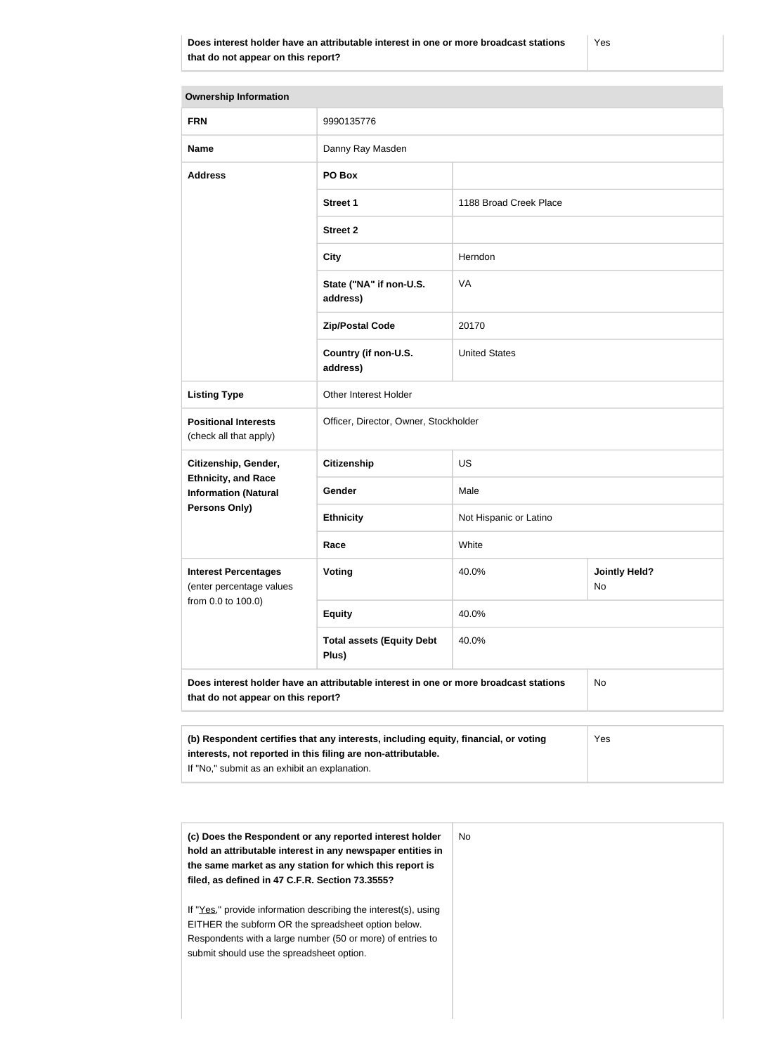| | |
|---|---|
| **Does interest holder have an attributable interest in one or more broadcast stations that do not appear on this report?** | Yes |

| **Ownership Information** | | | |
|---|---|---|---|
| **FRN** | 9990135776 | | |
| **Name** | Danny Ray Masden | | |
| **Address** | **PO Box** | | |
| | **Street 1** | 1188 Broad Creek Place | |
| | **Street 2** | | |
| | **City** | Herndon | |
| | **State ("NA" if non-U.S. address)** | VA | |
| | **Zip/Postal Code** | 20170 | |
| | **Country (if non-U.S. address)** | United States | |
| **Listing Type** | Other Interest Holder | | |
| **Positional Interests** (check all that apply) | Officer, Director, Owner, Stockholder | | |
| **Citizenship, Gender, Ethnicity, and Race Information (Natural Persons Only)** | **Citizenship** | US | |
| | **Gender** | Male | |
| | **Ethnicity** | Not Hispanic or Latino | |
| | **Race** | White | |
| **Interest Percentages** (enter percentage values from 0.0 to 100.0) | **Voting** | 40.0% | **Jointly Held?** No |
| | **Equity** | 40.0% | |
| | **Total assets (Equity Debt Plus)** | 40.0% | |
| **Does interest holder have an attributable interest in one or more broadcast stations that do not appear on this report?** | | | No |

| | |
|---|---|
| **(b) Respondent certifies that any interests, including equity, financial, or voting interests, not reported in this filing are non-attributable.** If "No," submit as an exhibit an explanation. | Yes |

| | |
|---|---|
| **(c) Does the Respondent or any reported interest holder hold an attributable interest in any newspaper entities in the same market as any station for which this report is filed, as defined in 47 C.F.R. Section 73.3555?** If "Yes," provide information describing the interest(s), using EITHER the subform OR the spreadsheet option below. Respondents with a large number (50 or more) of entries to submit should use the spreadsheet option. | No |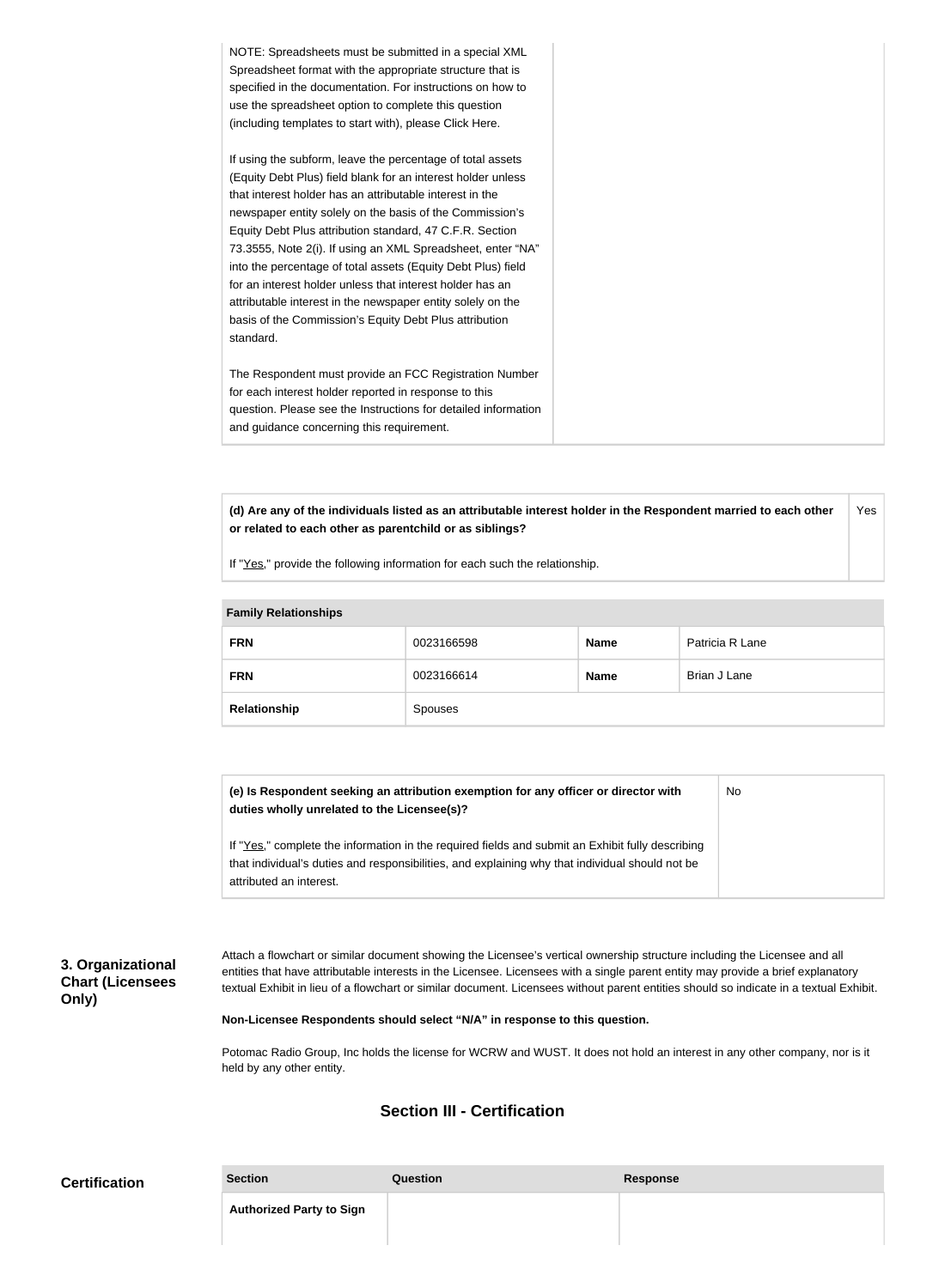| | |
|---|---|
| NOTE: Spreadsheets must be submitted in a special XML Spreadsheet format with the appropriate structure that is specified in the documentation. For instructions on how to use the spreadsheet option to complete this question (including templates to start with), please Click Here.<br><br>If using the subform, leave the percentage of total assets (Equity Debt Plus) field blank for an interest holder unless that interest holder has an attributable interest in the newspaper entity solely on the basis of the Commission's Equity Debt Plus attribution standard, 47 C.F.R. Section 73.3555, Note 2(i). If using an XML Spreadsheet, enter "NA" into the percentage of total assets (Equity Debt Plus) field for an interest holder unless that interest holder has an attributable interest in the newspaper entity solely on the basis of the Commission's Equity Debt Plus attribution standard.<br><br>The Respondent must provide an FCC Registration Number for each interest holder reported in response to this question. Please see the Instructions for detailed information and guidance concerning this requirement. | |

| | |
|---|---|
| **(d) Are any of the individuals listed as an attributable interest holder in the Respondent married to each other or related to each other as parentchild or as siblings?**<br><br>If "Yes," provide the following information for each such the relationship. | Yes |

| **Family Relationships** | | | |
|---|---|---|---|
| **FRN** | 0023166598 | **Name** | Patricia R Lane |
| **FRN** | 0023166614 | **Name** | Brian J Lane |
| **Relationship** | Spouses | | |

| | |
|---|---|
| **(e) Is Respondent seeking an attribution exemption for any officer or director with duties wholly unrelated to the Licensee(s)?**<br><br>If "Yes," complete the information in the required fields and submit an Exhibit fully describing that individual's duties and responsibilities, and explaining why that individual should not be attributed an interest. | No |

**3. Organizational Chart (Licensees Only)**

Attach a flowchart or similar document showing the Licensee's vertical ownership structure including the Licensee and all entities that have attributable interests in the Licensee. Licensees with a single parent entity may provide a brief explanatory textual Exhibit in lieu of a flowchart or similar document. Licensees without parent entities should so indicate in a textual Exhibit.

**Non-Licensee Respondents should select "N/A" in response to this question.**

Potomac Radio Group, Inc holds the license for WCRW and WUST. It does not hold an interest in any other company, nor is it held by any other entity.

## Section III - Certification

**Certification**

| Section | Question | Response |
|---|---|---|
| **Authorized Party to Sign** | | |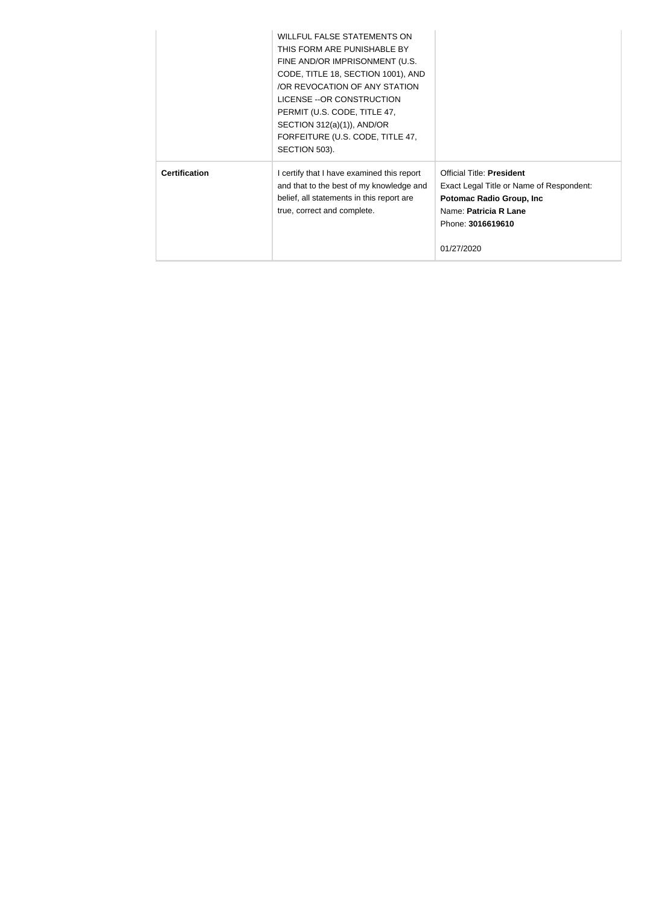| | | |
|---|---|---|
| | WILLFUL FALSE STATEMENTS ON THIS FORM ARE PUNISHABLE BY FINE AND/OR IMPRISONMENT (U.S. CODE, TITLE 18, SECTION 1001), AND /OR REVOCATION OF ANY STATION LICENSE --OR CONSTRUCTION PERMIT (U.S. CODE, TITLE 47, SECTION 312(a)(1)), AND/OR FORFEITURE (U.S. CODE, TITLE 47, SECTION 503). | |
| **Certification** | I certify that I have examined this report and that to the best of my knowledge and belief, all statements in this report are true, correct and complete. | Official Title: **President**<br>Exact Legal Title or Name of Respondent: **Potomac Radio Group, Inc**<br>Name: **Patricia R Lane**<br>Phone: **3016619610**<br><br>01/27/2020 |